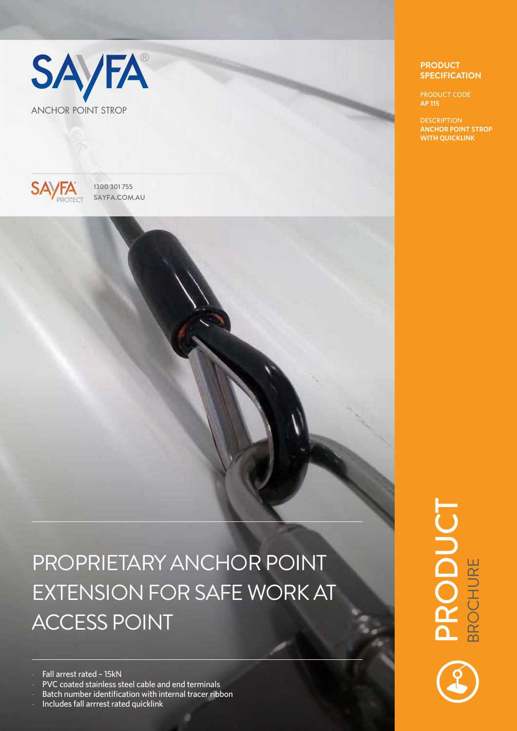# SAYFA®

ANCHOR POINT STROP

SAYFA PROTECT

1300 301 755
SAYFA.COM.AU

## PRODUCT SPECIFICATION

PRODUCT CODE
**AP 115**

DESCRIPTION
**ANCHOR POINT STROP WITH QUICKLINK**

# PROPRIETARY ANCHOR POINT EXTENSION FOR SAFE WORK AT ACCESS POINT

- Fall arrest rated – 15kN
- PVC coated stainless steel cable and end terminals
- Batch number identification with internal tracer ribbon
- Includes fall arrrest rated quicklink

PRODUCT BROCHURE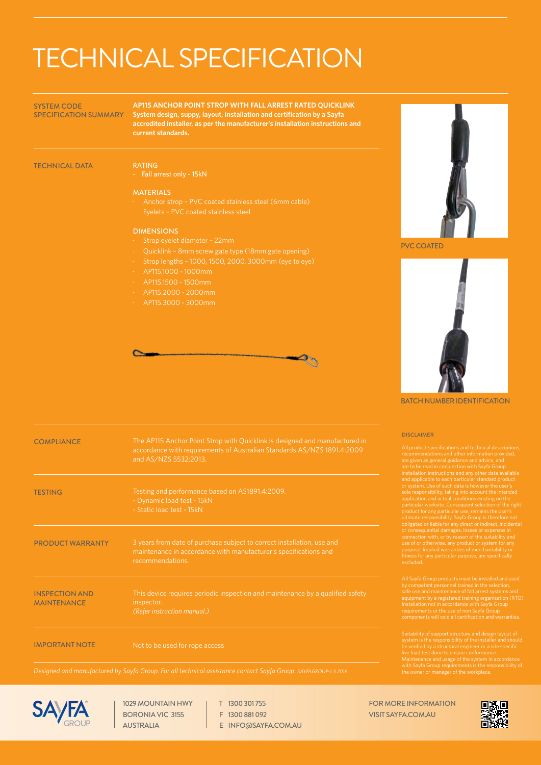# TECHNICAL SPECIFICATION

**SYSTEM CODE**
**SPECIFICATION SUMMARY**

**AP115 ANCHOR POINT STROP WITH FALL ARREST RATED QUICKLINK**
**System design, suppy, layout, installation and certification by a Sayfa accredited installer, as per the manufacturer's installation instructions and current standards.**

**TECHNICAL DATA**

RATING
- Fall arrest only - 15kN

MATERIALS
- Anchor strop – PVC coated stainless steel (6mm cable)
- Eyelets – PVC coated stainless steel

DIMENSIONS
- Strop eyelet diameter – 22mm
- Quicklink – 8mm screw gate type (18mm gate opening)
- Strop lengths – 1000, 1500, 2000, 3000mm (eye to eye)
- AP115.1000 - 1000mm
- AP115.1500 - 1500mm
- AP115.2000 - 2000mm
- AP115.3000 - 3000mm

PVC COATED

BATCH NUMBER IDENTIFICATION

**COMPLIANCE**

The AP115 Anchor Point Strop with Quicklink is designed and manufactured in accordance with requirements of Australian Standards AS/NZS 1891.4:2009 and AS/NZS 5532:2013.

**TESTING**

Testing and performance based on AS1891.4:2009.
- Dynamic load test - 15kN
- Static load test - 15kN

**PRODUCT WARRANTY**

3 years from date of purchase subject to correct installation, use and maintenance in accordance with manufacturer's specifications and recommendations.

**INSPECTION AND MAINTENANCE**

This device requires periodic inspection and maintenance by a qualified safety inspector.
*(Refer instruction manual.)*

**IMPORTANT NOTE**

Not to be used for rope access

*Designed and manufactured by Sayfa Group. For all technical assistance contact Sayfa Group. SAYFAGROUP-1.3.2016*

DISCLAIMER

All product specifications and technical descriptions, recommendations and other information provided, are given as general guidance and advice, and are to be read in conjunction with Sayfa Group installation instructions and any other data available and applicable to each particular standard product or system. Use of such data is however the user's sole responsibility, taking into account the intended application and actual conditions existing on the particular worksite. Consequent selection of the right product for any particular use, remains the user's ultimate responsibility. Sayfa Group is therefore not obligated or liable for any direct or indirect, incidental or consequential damages, losses or expenses in connection with, or by reason of the suitability and use of or otherwise, any product or system for any purpose. Implied warranties of merchantability or fitness for any particular purpose, are specifically excluded.

All Sayfa Group products must be installed and used by competent personnel trained in the selection, safe use and maintenance of fall arrest systems and equipment by a registered training organisation (RTO). Installation not in accordance with Sayfa Group requirements or the use of non Sayfa Group components will void all certification and warranties.

Suitability of support structure and design layout of system is the responsibility of the installer and should be verified by a structural engineer or a site specific live load test done to ensure conformance. Maintenance and usage of the system in accordance with Sayfa Group requirements is the responsibility of the owner or manager of the workplace.

1029 MOUNTAIN HWY
BORONIA VIC 3155
AUSTRALIA

T 1300 301 755
F 1300 881 092
E INFO@SAYFA.COM.AU

FOR MORE INFORMATION
VISIT SAYFA.COM.AU